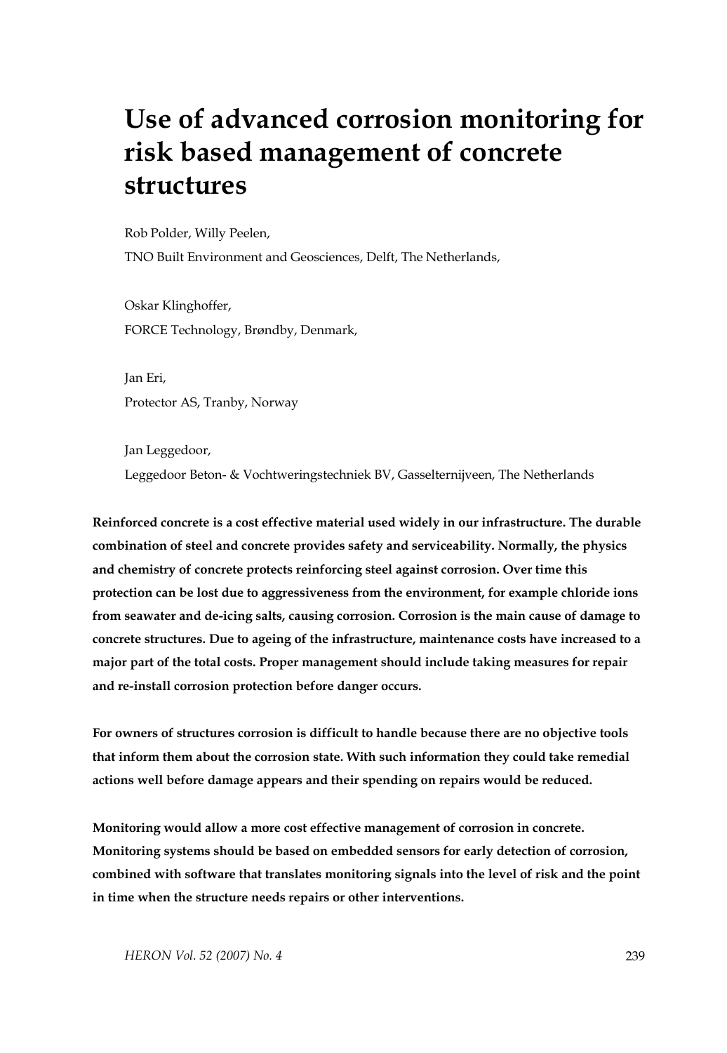# Use of advanced corrosion monitoring for risk based management of concrete structures

Rob Polder, Willy Peelen,

TNO Built Environment and Geosciences, Delft, The Netherlands,

Oskar Klinghoffer,

FORCE Technology, Brøndby, Denmark,

Jan Eri,

Protector AS, Tranby, Norway

Jan Leggedoor,

Leggedoor Beton- & Vochtweringstechniek BV, Gasselternijveen, The Netherlands

**Reinforced concrete is a cost effective material used widely in our infrastructure. The durable combination of steel and concrete provides safety and serviceability. Normally, the physics and chemistry of concrete protects reinforcing steel against corrosion. Over time this protection can be lost due to aggressiveness from the environment, for example chloride ions from seawater and de-icing salts, causing corrosion. Corrosion is the main cause of damage to concrete structures. Due to ageing of the infrastructure, maintenance costs have increased to a major part of the total costs. Proper management should include taking measures for repair and re-install corrosion protection before danger occurs.**

**For owners of structures corrosion is difficult to handle because there are no objective tools that inform them about the corrosion state. With such information they could take remedial actions well before damage appears and their spending on repairs would be reduced.**

**Monitoring would allow a more cost effective management of corrosion in concrete. Monitoring systems should be based on embedded sensors for early detection of corrosion, combined with software that translates monitoring signals into the level of risk and the point in time when the structure needs repairs or other interventions.**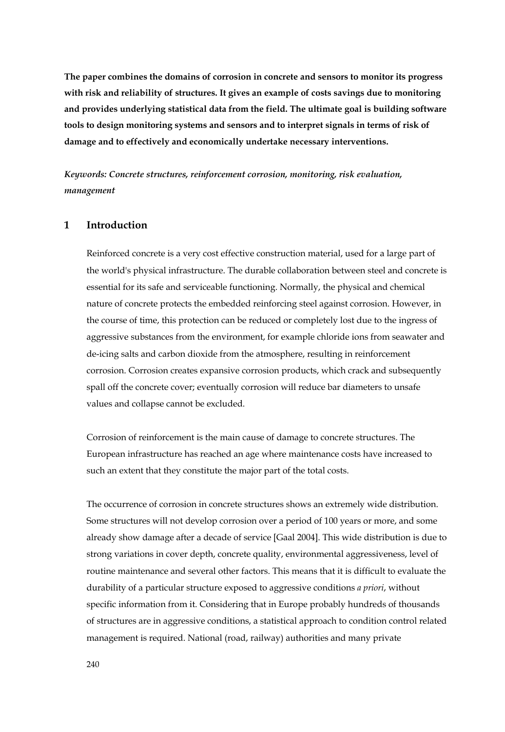**The paper combines the domains of corrosion in concrete and sensors to monitor its progress with risk and reliability of structures. It gives an example of costs savings due to monitoring and provides underlying statistical data from the field. The ultimate goal is building software tools to design monitoring systems and sensors and to interpret signals in terms of risk of damage and to effectively and economically undertake necessary interventions.**

*Keywords: Concrete structures, reinforcement corrosion, monitoring, risk evaluation, management*

## 1 Introduction

Reinforced concrete is a very cost effective construction material, used for a large part of the world's physical infrastructure. The durable collaboration between steel and concrete is essential for its safe and serviceable functioning. Normally, the physical and chemical nature of concrete protects the embedded reinforcing steel against corrosion. However, in the course of time, this protection can be reduced or completely lost due to the ingress of aggressive substances from the environment, for example chloride ions from seawater and de-icing salts and carbon dioxide from the atmosphere, resulting in reinforcement corrosion. Corrosion creates expansive corrosion products, which crack and subsequently spall off the concrete cover; eventually corrosion will reduce bar diameters to unsafe values and collapse cannot be excluded.

Corrosion of reinforcement is the main cause of damage to concrete structures. The European infrastructure has reached an age where maintenance costs have increased to such an extent that they constitute the major part of the total costs.

The occurrence of corrosion in concrete structures shows an extremely wide distribution. Some structures will not develop corrosion over a period of 100 years or more, and some already show damage after a decade of service [Gaal 2004]. This wide distribution is due to strong variations in cover depth, concrete quality, environmental aggressiveness, level of routine maintenance and several other factors. This means that it is difficult to evaluate the durability of a particular structure exposed to aggressive conditions *a priori*, without specific information from it. Considering that in Europe probably hundreds of thousands of structures are in aggressive conditions, a statistical approach to condition control related management is required. National (road, railway) authorities and many private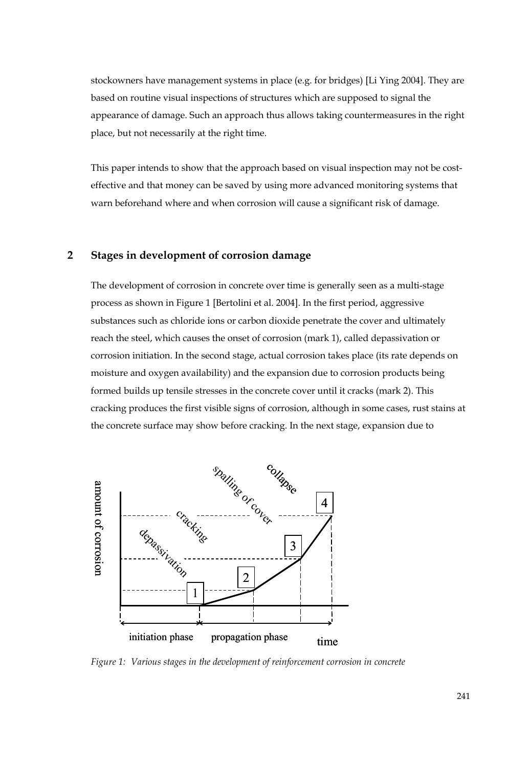stockowners have management systems in place (e.g. for bridges) [Li Ying 2004]. They are based on routine visual inspections of structures which are supposed to signal the appearance of damage. Such an approach thus allows taking countermeasures in the right place, but not necessarily at the right time.

This paper intends to show that the approach based on visual inspection may not be cost-effective and that money can be saved by using more advanced monitoring systems that warn beforehand where and when corrosion will cause a significant risk of damage.

## 2 Stages in development of corrosion damage

The development of corrosion in concrete over time is generally seen as a multi-stage process as shown in Figure 1 [Bertolini et al. 2004]. In the first period, aggressive substances such as chloride ions or carbon dioxide penetrate the cover and ultimately reach the steel, which causes the onset of corrosion (mark 1), called depassivation or corrosion initiation. In the second stage, actual corrosion takes place (its rate depends on moisture and oxygen availability) and the expansion due to corrosion products being formed builds up tensile stresses in the concrete cover until it cracks (mark 2). This cracking produces the first visible signs of corrosion, although in some cases, rust stains at the concrete surface may show before cracking. In the next stage, expansion due to

*Figure 1: Various stages in the development of reinforcement corrosion in concrete*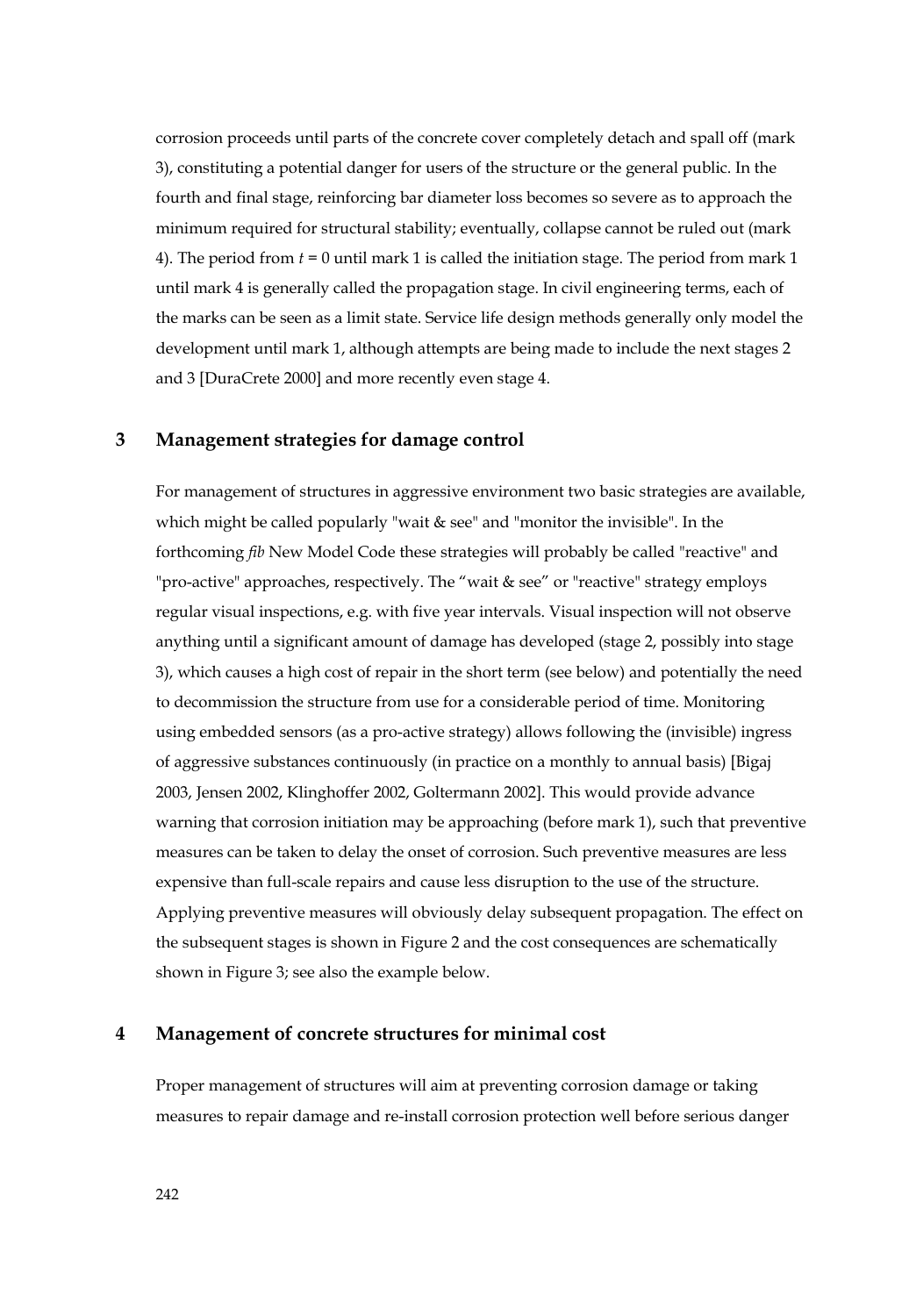corrosion proceeds until parts of the concrete cover completely detach and spall off (mark 3), constituting a potential danger for users of the structure or the general public. In the fourth and final stage, reinforcing bar diameter loss becomes so severe as to approach the minimum required for structural stability; eventually, collapse cannot be ruled out (mark 4). The period from $t = 0$ until mark 1 is called the initiation stage. The period from mark 1 until mark 4 is generally called the propagation stage. In civil engineering terms, each of the marks can be seen as a limit state. Service life design methods generally only model the development until mark 1, although attempts are being made to include the next stages 2 and 3 [DuraCrete 2000] and more recently even stage 4.

## 3 Management strategies for damage control

For management of structures in aggressive environment two basic strategies are available, which might be called popularly "wait & see" and "monitor the invisible". In the forthcoming *fib* New Model Code these strategies will probably be called "reactive" and "pro-active" approaches, respectively. The “wait & see” or "reactive" strategy employs regular visual inspections, e.g. with five year intervals. Visual inspection will not observe anything until a significant amount of damage has developed (stage 2, possibly into stage 3), which causes a high cost of repair in the short term (see below) and potentially the need to decommission the structure from use for a considerable period of time. Monitoring using embedded sensors (as a pro-active strategy) allows following the (invisible) ingress of aggressive substances continuously (in practice on a monthly to annual basis) [Bigaj 2003, Jensen 2002, Klinghoffer 2002, Goltermann 2002]. This would provide advance warning that corrosion initiation may be approaching (before mark 1), such that preventive measures can be taken to delay the onset of corrosion. Such preventive measures are less expensive than full-scale repairs and cause less disruption to the use of the structure. Applying preventive measures will obviously delay subsequent propagation. The effect on the subsequent stages is shown in Figure 2 and the cost consequences are schematically shown in Figure 3; see also the example below.

## 4 Management of concrete structures for minimal cost

Proper management of structures will aim at preventing corrosion damage or taking measures to repair damage and re-install corrosion protection well before serious danger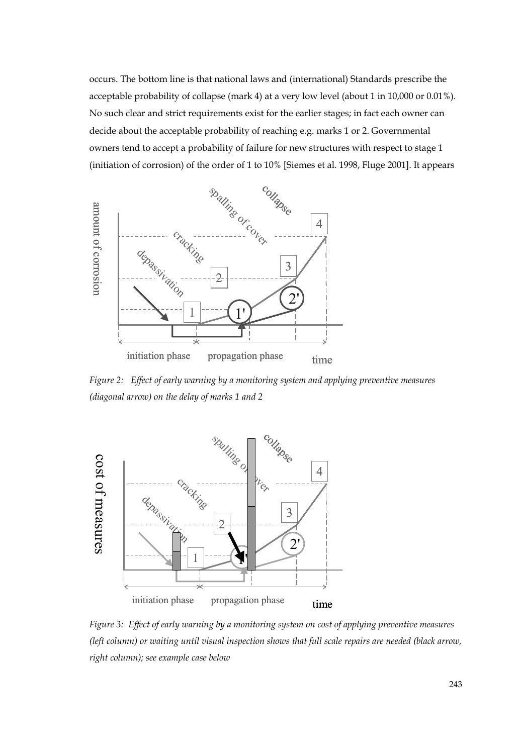occurs. The bottom line is that national laws and (international) Standards prescribe the acceptable probability of collapse (mark 4) at a very low level (about 1 in 10,000 or 0.01%). No such clear and strict requirements exist for the earlier stages; in fact each owner can decide about the acceptable probability of reaching e.g. marks 1 or 2. Governmental owners tend to accept a probability of failure for new structures with respect to stage 1 (initiation of corrosion) of the order of 1 to 10% [Siemes et al. 1998, Fluge 2001]. It appears

*Figure 2: Effect of early warning by a monitoring system and applying preventive measures (diagonal arrow) on the delay of marks 1 and 2*

*Figure 3: Effect of early warning by a monitoring system on cost of applying preventive measures (left column) or waiting until visual inspection shows that full scale repairs are needed (black arrow, right column); see example case below*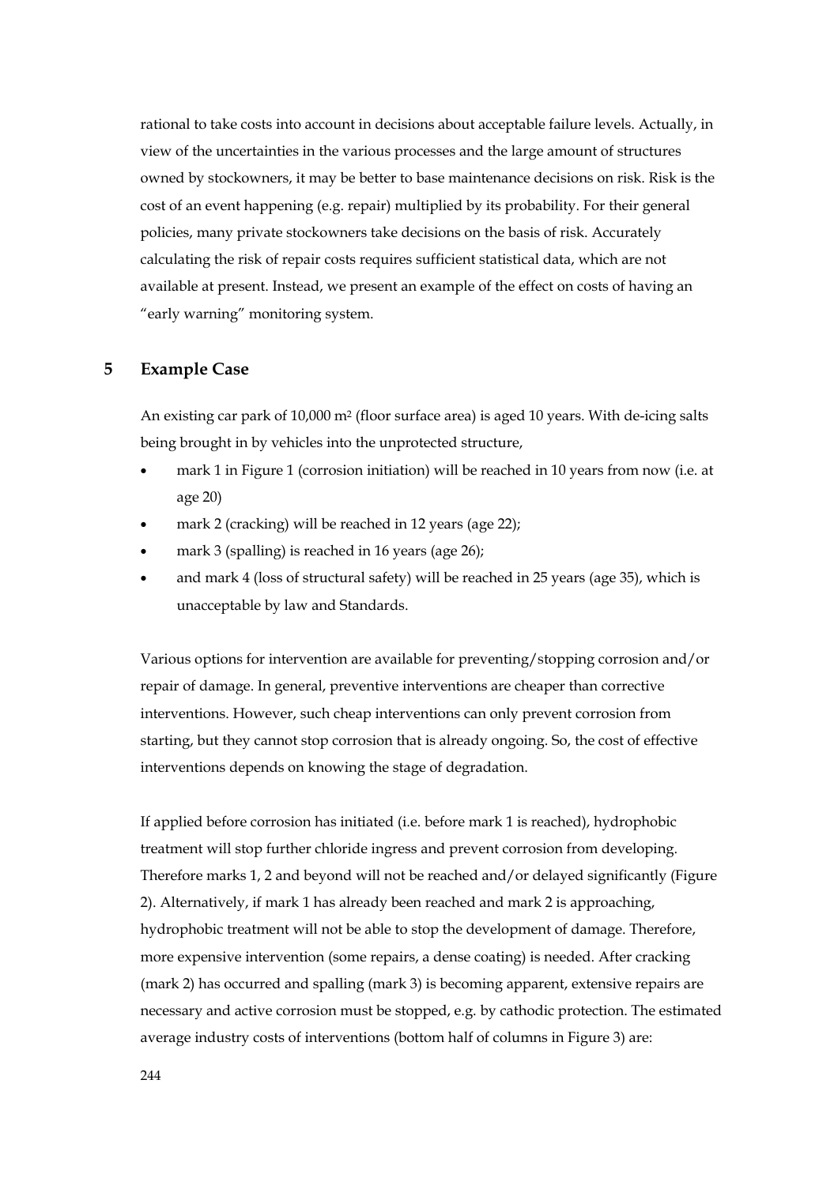rational to take costs into account in decisions about acceptable failure levels. Actually, in view of the uncertainties in the various processes and the large amount of structures owned by stockowners, it may be better to base maintenance decisions on risk. Risk is the cost of an event happening (e.g. repair) multiplied by its probability. For their general policies, many private stockowners take decisions on the basis of risk. Accurately calculating the risk of repair costs requires sufficient statistical data, which are not available at present. Instead, we present an example of the effect on costs of having an "early warning" monitoring system.

## 5 Example Case

An existing car park of 10,000 m² (floor surface area) is aged 10 years. With de-icing salts being brought in by vehicles into the unprotected structure,

- mark 1 in Figure 1 (corrosion initiation) will be reached in 10 years from now (i.e. at age 20)
- mark 2 (cracking) will be reached in 12 years (age 22);
- mark 3 (spalling) is reached in 16 years (age 26);
- and mark 4 (loss of structural safety) will be reached in 25 years (age 35), which is unacceptable by law and Standards.

Various options for intervention are available for preventing/stopping corrosion and/or repair of damage. In general, preventive interventions are cheaper than corrective interventions. However, such cheap interventions can only prevent corrosion from starting, but they cannot stop corrosion that is already ongoing. So, the cost of effective interventions depends on knowing the stage of degradation.

If applied before corrosion has initiated (i.e. before mark 1 is reached), hydrophobic treatment will stop further chloride ingress and prevent corrosion from developing. Therefore marks 1, 2 and beyond will not be reached and/or delayed significantly (Figure 2). Alternatively, if mark 1 has already been reached and mark 2 is approaching, hydrophobic treatment will not be able to stop the development of damage. Therefore, more expensive intervention (some repairs, a dense coating) is needed. After cracking (mark 2) has occurred and spalling (mark 3) is becoming apparent, extensive repairs are necessary and active corrosion must be stopped, e.g. by cathodic protection. The estimated average industry costs of interventions (bottom half of columns in Figure 3) are: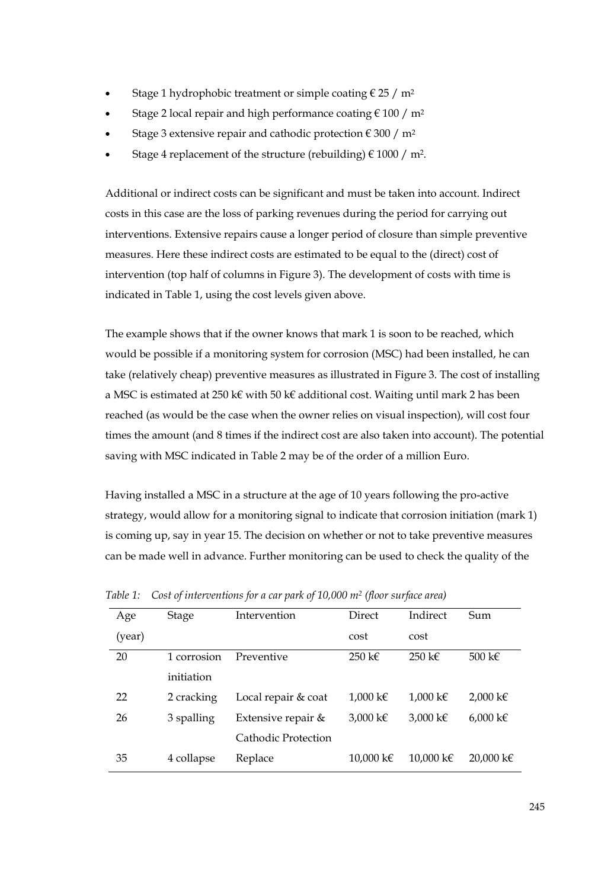- Stage 1 hydrophobic treatment or simple coating € 25 / $m^2$
- Stage 2 local repair and high performance coating € 100 / $m^2$
- Stage 3 extensive repair and cathodic protection € 300 / $m^2$
- Stage 4 replacement of the structure (rebuilding) € 1000 / $m^2$.

Additional or indirect costs can be significant and must be taken into account. Indirect costs in this case are the loss of parking revenues during the period for carrying out interventions. Extensive repairs cause a longer period of closure than simple preventive measures. Here these indirect costs are estimated to be equal to the (direct) cost of intervention (top half of columns in Figure 3). The development of costs with time is indicated in Table 1, using the cost levels given above.

The example shows that if the owner knows that mark 1 is soon to be reached, which would be possible if a monitoring system for corrosion (MSC) had been installed, he can take (relatively cheap) preventive measures as illustrated in Figure 3. The cost of installing a MSC is estimated at 250 k€ with 50 k€ additional cost. Waiting until mark 2 has been reached (as would be the case when the owner relies on visual inspection), will cost four times the amount (and 8 times if the indirect cost are also taken into account). The potential saving with MSC indicated in Table 2 may be of the order of a million Euro.

Having installed a MSC in a structure at the age of 10 years following the pro-active strategy, would allow for a monitoring signal to indicate that corrosion initiation (mark 1) is coming up, say in year 15. The decision on whether or not to take preventive measures can be made well in advance. Further monitoring can be used to check the quality of the

*Table 1: Cost of interventions for a car park of 10,000 $m^2$ (floor surface area)*

| Age (year) | Stage | Intervention | Direct cost | Indirect cost | Sum |
|---|---|---|---|---|---|
| 20 | 1 corrosion initiation | Preventive | 250 k€ | 250 k€ | 500 k€ |
| 22 | 2 cracking | Local repair & coat | 1,000 k€ | 1,000 k€ | 2,000 k€ |
| 26 | 3 spalling | Extensive repair & Cathodic Protection | 3,000 k€ | 3,000 k€ | 6,000 k€ |
| 35 | 4 collapse | Replace | 10,000 k€ | 10,000 k€ | 20,000 k€ |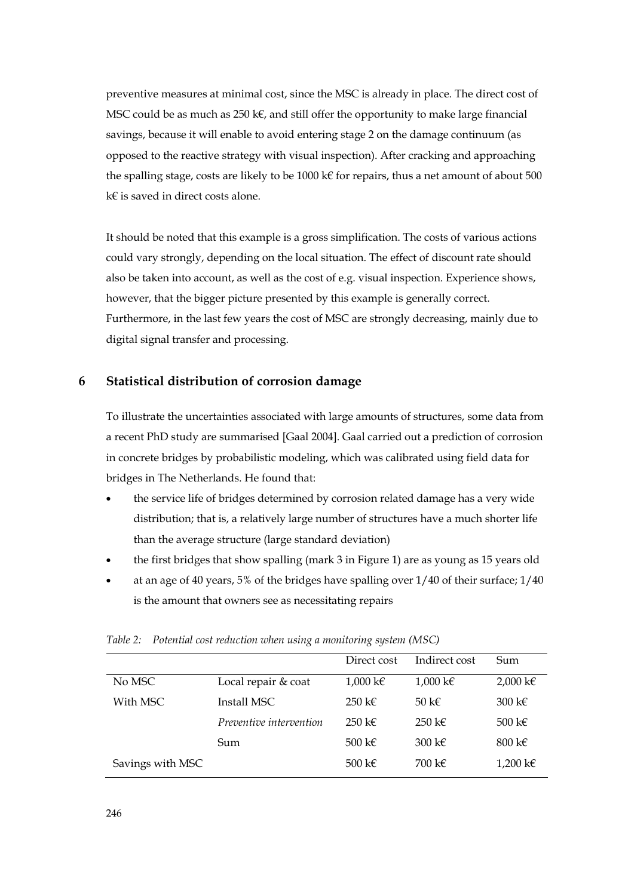preventive measures at minimal cost, since the MSC is already in place. The direct cost of MSC could be as much as 250 k€, and still offer the opportunity to make large financial savings, because it will enable to avoid entering stage 2 on the damage continuum (as opposed to the reactive strategy with visual inspection). After cracking and approaching the spalling stage, costs are likely to be 1000 k€ for repairs, thus a net amount of about 500 k€ is saved in direct costs alone.

It should be noted that this example is a gross simplification. The costs of various actions could vary strongly, depending on the local situation. The effect of discount rate should also be taken into account, as well as the cost of e.g. visual inspection. Experience shows, however, that the bigger picture presented by this example is generally correct. Furthermore, in the last few years the cost of MSC are strongly decreasing, mainly due to digital signal transfer and processing.

## 6 Statistical distribution of corrosion damage

To illustrate the uncertainties associated with large amounts of structures, some data from a recent PhD study are summarised [Gaal 2004]. Gaal carried out a prediction of corrosion in concrete bridges by probabilistic modeling, which was calibrated using field data for bridges in The Netherlands. He found that:

- the service life of bridges determined by corrosion related damage has a very wide distribution; that is, a relatively large number of structures have a much shorter life than the average structure (large standard deviation)
- the first bridges that show spalling (mark 3 in Figure 1) are as young as 15 years old
- at an age of 40 years, 5% of the bridges have spalling over 1/40 of their surface; 1/40 is the amount that owners see as necessitating repairs

*Table 2: Potential cost reduction when using a monitoring system (MSC)*

| | | Direct cost | Indirect cost | Sum |
|---|---|---|---|---|
| No MSC | Local repair & coat | 1,000 k€ | 1,000 k€ | 2,000 k€ |
| With MSC | Install MSC | 250 k€ | 50 k€ | 300 k€ |
| | *Preventive intervention* | 250 k€ | 250 k€ | 500 k€ |
| | Sum | 500 k€ | 300 k€ | 800 k€ |
| Savings with MSC | | 500 k€ | 700 k€ | 1,200 k€ |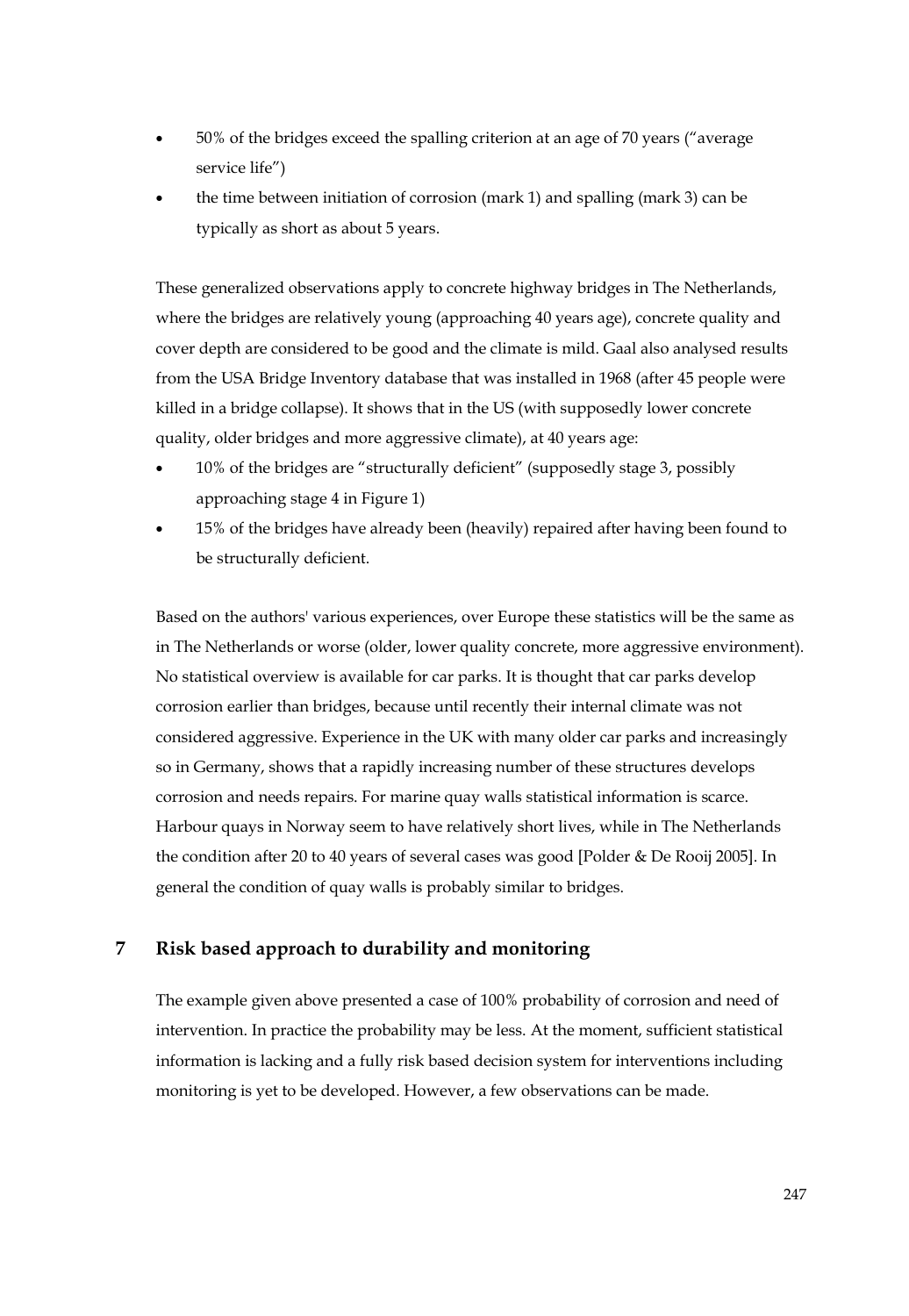- 50% of the bridges exceed the spalling criterion at an age of 70 years ("average service life")
- the time between initiation of corrosion (mark 1) and spalling (mark 3) can be typically as short as about 5 years.

These generalized observations apply to concrete highway bridges in The Netherlands, where the bridges are relatively young (approaching 40 years age), concrete quality and cover depth are considered to be good and the climate is mild. Gaal also analysed results from the USA Bridge Inventory database that was installed in 1968 (after 45 people were killed in a bridge collapse). It shows that in the US (with supposedly lower concrete quality, older bridges and more aggressive climate), at 40 years age:

- 10% of the bridges are "structurally deficient" (supposedly stage 3, possibly approaching stage 4 in Figure 1)
- 15% of the bridges have already been (heavily) repaired after having been found to be structurally deficient.

Based on the authors' various experiences, over Europe these statistics will be the same as in The Netherlands or worse (older, lower quality concrete, more aggressive environment). No statistical overview is available for car parks. It is thought that car parks develop corrosion earlier than bridges, because until recently their internal climate was not considered aggressive. Experience in the UK with many older car parks and increasingly so in Germany, shows that a rapidly increasing number of these structures develops corrosion and needs repairs. For marine quay walls statistical information is scarce. Harbour quays in Norway seem to have relatively short lives, while in The Netherlands the condition after 20 to 40 years of several cases was good [Polder & De Rooij 2005]. In general the condition of quay walls is probably similar to bridges.

## 7 Risk based approach to durability and monitoring

The example given above presented a case of 100% probability of corrosion and need of intervention. In practice the probability may be less. At the moment, sufficient statistical information is lacking and a fully risk based decision system for interventions including monitoring is yet to be developed. However, a few observations can be made.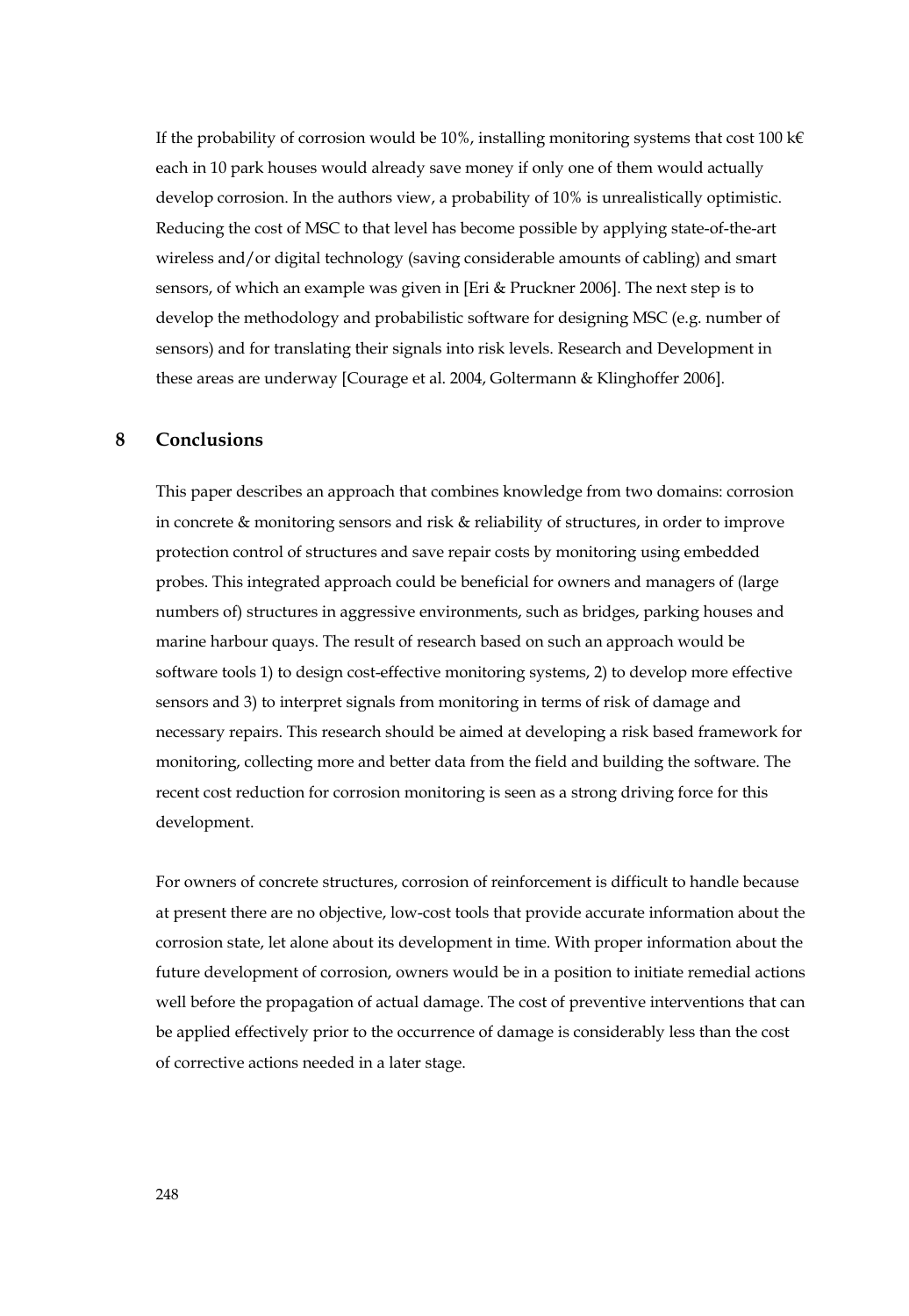If the probability of corrosion would be 10%, installing monitoring systems that cost 100 k€ each in 10 park houses would already save money if only one of them would actually develop corrosion. In the authors view, a probability of 10% is unrealistically optimistic. Reducing the cost of MSC to that level has become possible by applying state-of-the-art wireless and/or digital technology (saving considerable amounts of cabling) and smart sensors, of which an example was given in [Eri & Pruckner 2006]. The next step is to develop the methodology and probabilistic software for designing MSC (e.g. number of sensors) and for translating their signals into risk levels. Research and Development in these areas are underway [Courage et al. 2004, Goltermann & Klinghoffer 2006].

## 8 Conclusions

This paper describes an approach that combines knowledge from two domains: corrosion in concrete & monitoring sensors and risk & reliability of structures, in order to improve protection control of structures and save repair costs by monitoring using embedded probes. This integrated approach could be beneficial for owners and managers of (large numbers of) structures in aggressive environments, such as bridges, parking houses and marine harbour quays. The result of research based on such an approach would be software tools 1) to design cost-effective monitoring systems, 2) to develop more effective sensors and 3) to interpret signals from monitoring in terms of risk of damage and necessary repairs. This research should be aimed at developing a risk based framework for monitoring, collecting more and better data from the field and building the software. The recent cost reduction for corrosion monitoring is seen as a strong driving force for this development.

For owners of concrete structures, corrosion of reinforcement is difficult to handle because at present there are no objective, low-cost tools that provide accurate information about the corrosion state, let alone about its development in time. With proper information about the future development of corrosion, owners would be in a position to initiate remedial actions well before the propagation of actual damage. The cost of preventive interventions that can be applied effectively prior to the occurrence of damage is considerably less than the cost of corrective actions needed in a later stage.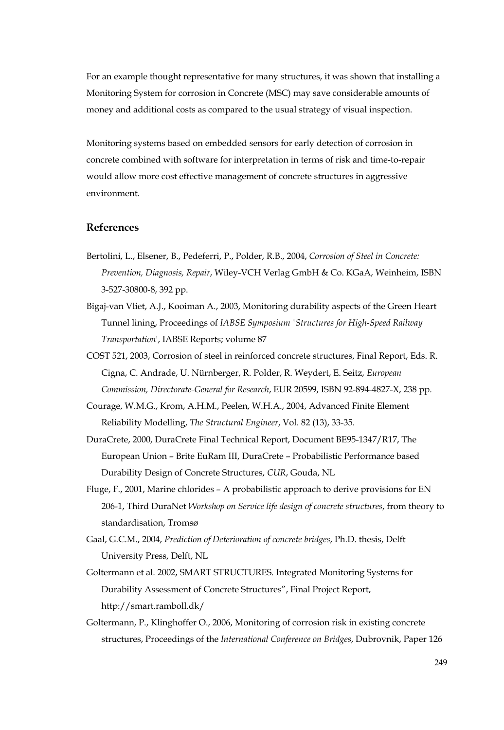For an example thought representative for many structures, it was shown that installing a Monitoring System for corrosion in Concrete (MSC) may save considerable amounts of money and additional costs as compared to the usual strategy of visual inspection.

Monitoring systems based on embedded sensors for early detection of corrosion in concrete combined with software for interpretation in terms of risk and time-to-repair would allow more cost effective management of concrete structures in aggressive environment.

## References

Bertolini, L., Elsener, B., Pedeferri, P., Polder, R.B., 2004, *Corrosion of Steel in Concrete: Prevention, Diagnosis, Repair*, Wiley-VCH Verlag GmbH & Co. KGaA, Weinheim, ISBN 3-527-30800-8, 392 pp.

Bigaj-van Vliet, A.J., Kooiman A., 2003, Monitoring durability aspects of the Green Heart Tunnel lining, Proceedings of *IABSE Symposium 'Structures for High-Speed Railway Transportation'*, IABSE Reports; volume 87

COST 521, 2003, Corrosion of steel in reinforced concrete structures, Final Report, Eds. R. Cigna, C. Andrade, U. Nürnberger, R. Polder, R. Weydert, E. Seitz, *European Commission, Directorate-General for Research*, EUR 20599, ISBN 92-894-4827-X, 238 pp.

Courage, W.M.G., Krom, A.H.M., Peelen, W.H.A., 2004, Advanced Finite Element Reliability Modelling, *The Structural Engineer*, Vol. 82 (13), 33-35.

DuraCrete, 2000, DuraCrete Final Technical Report, Document BE95-1347/R17, The European Union – Brite EuRam III, DuraCrete – Probabilistic Performance based Durability Design of Concrete Structures, *CUR*, Gouda, NL

Fluge, F., 2001, Marine chlorides – A probabilistic approach to derive provisions for EN 206-1, Third DuraNet *Workshop on Service life design of concrete structures*, from theory to standardisation, Tromsø

Gaal, G.C.M., 2004, *Prediction of Deterioration of concrete bridges*, Ph.D. thesis, Delft University Press, Delft, NL

Goltermann et al. 2002, SMART STRUCTURES. Integrated Monitoring Systems for Durability Assessment of Concrete Structures", Final Project Report, http://smart.ramboll.dk/

Goltermann, P., Klinghoffer O., 2006, Monitoring of corrosion risk in existing concrete structures, Proceedings of the *International Conference on Bridges*, Dubrovnik, Paper 126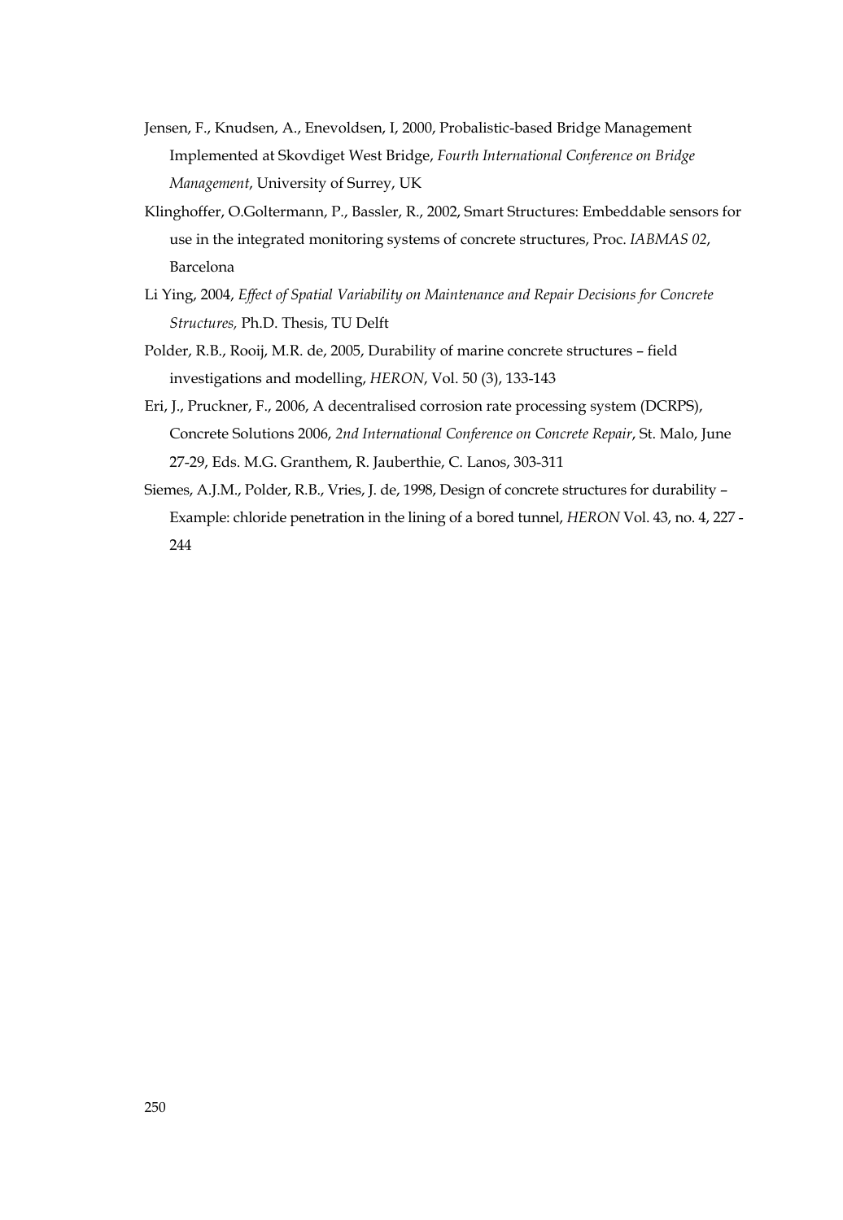Jensen, F., Knudsen, A., Enevoldsen, I, 2000, Probalistic-based Bridge Management Implemented at Skovdiget West Bridge, *Fourth International Conference on Bridge Management*, University of Surrey, UK

Klinghoffer, O.Goltermann, P., Bassler, R., 2002, Smart Structures: Embeddable sensors for use in the integrated monitoring systems of concrete structures, Proc. *IABMAS 02*, Barcelona

Li Ying, 2004, *Effect of Spatial Variability on Maintenance and Repair Decisions for Concrete Structures,* Ph.D. Thesis, TU Delft

Polder, R.B., Rooij, M.R. de, 2005, Durability of marine concrete structures – field investigations and modelling, *HERON*, Vol. 50 (3), 133-143

Eri, J., Pruckner, F., 2006, A decentralised corrosion rate processing system (DCRPS), Concrete Solutions 2006, *2nd International Conference on Concrete Repair*, St. Malo, June 27-29, Eds. M.G. Granthem, R. Jauberthie, C. Lanos, 303-311

Siemes, A.J.M., Polder, R.B., Vries, J. de, 1998, Design of concrete structures for durability – Example: chloride penetration in the lining of a bored tunnel, *HERON* Vol. 43, no. 4, 227 - 244